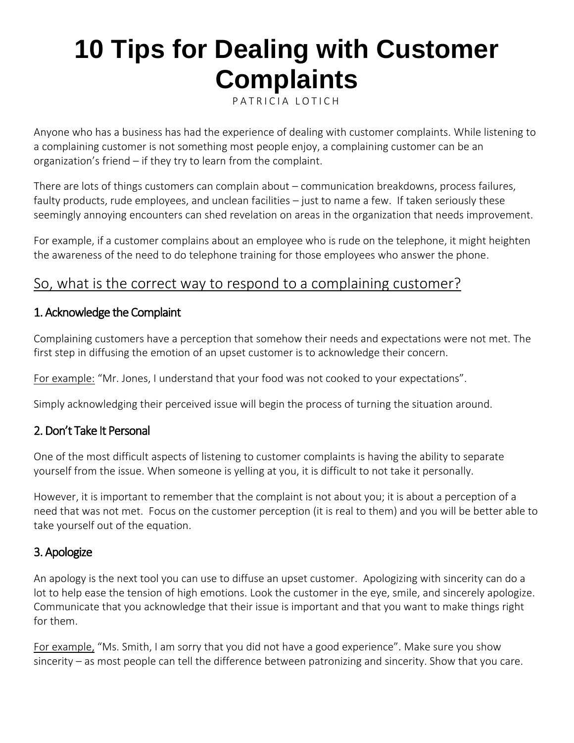# 10 Tips for Dealing with Customer Complaints

PATRICIA LOTICH

Anyone who has a business has had the experience of dealing with customer complaints. While listening to a complaining customer is not something most people enjoy, a complaining customer can be an organization's friend – if they try to learn from the complaint.

There are lots of things customers can complain about – communication breakdowns, process failures, faulty products, rude employees, and unclean facilities – just to name a few. If taken seriously these seemingly annoying encounters can shed revelation on areas in the organization that needs improvement.

For example, if a customer complains about an employee who is rude on the telephone, it might heighten the awareness of the need to do telephone training for those employees who answer the phone.

## So, what is the correct way to respond to a complaining customer?

### 1. Acknowledge the Complaint

Complaining customers have a perception that somehow their needs and expectations were not met. The first step in diffusing the emotion of an upset customer is to acknowledge their concern.

<u>For example:</u> "Mr. Jones, I understand that your food was not cooked to your expectations".

Simply acknowledging their perceived issue will begin the process of turning the situation around.

### 2. Don't Take It Personal

One of the most difficult aspects of listening to customer complaints is having the ability to separate yourself from the issue. When someone is yelling at you, it is difficult to not take it personally.

However, it is important to remember that the complaint is not about you; it is about a perception of a need that was not met. Focus on the customer perception (it is real to them) and you will be better able to take yourself out of the equation.

### 3. Apologize

An apology is the next tool you can use to diffuse an upset customer. Apologizing with sincerity can do a lot to help ease the tension of high emotions. Look the customer in the eye, smile, and sincerely apologize. Communicate that you acknowledge that their issue is important and that you want to make things right for them.

<u>For example,</u> "Ms. Smith, I am sorry that you did not have a good experience". Make sure you show sincerity – as most people can tell the difference between patronizing and sincerity. Show that you care.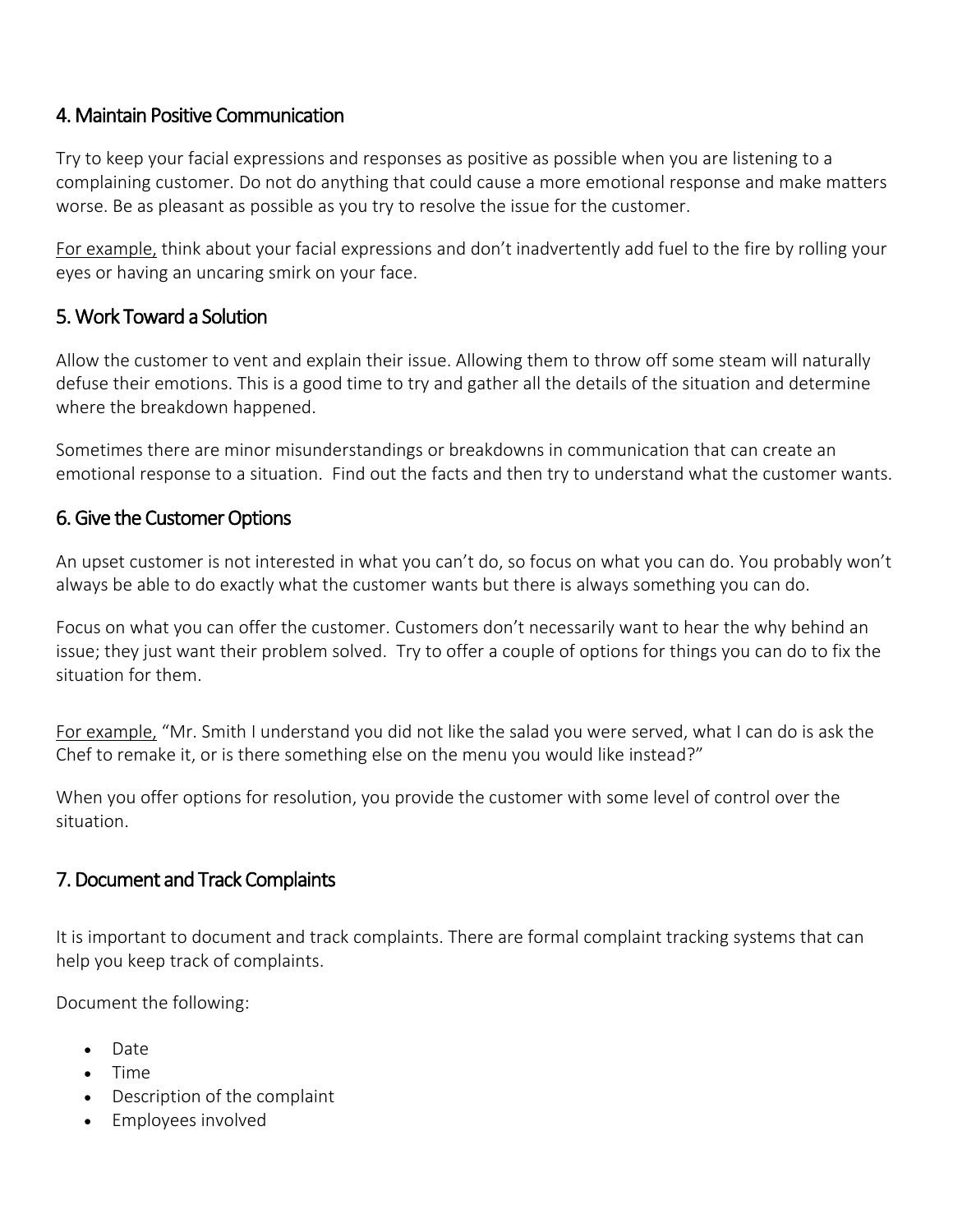## 4. Maintain Positive Communication

Try to keep your facial expressions and responses as positive as possible when you are listening to a complaining customer. Do not do anything that could cause a more emotional response and make matters worse. Be as pleasant as possible as you try to resolve the issue for the customer.

<u>For example,</u> think about your facial expressions and don't inadvertently add fuel to the fire by rolling your eyes or having an uncaring smirk on your face.

## 5. Work Toward a Solution

Allow the customer to vent and explain their issue. Allowing them to throw off some steam will naturally defuse their emotions. This is a good time to try and gather all the details of the situation and determine where the breakdown happened.

Sometimes there are minor misunderstandings or breakdowns in communication that can create an emotional response to a situation. Find out the facts and then try to understand what the customer wants.

## 6. Give the Customer Options

An upset customer is not interested in what you can't do, so focus on what you can do. You probably won't always be able to do exactly what the customer wants but there is always something you can do.

Focus on what you can offer the customer. Customers don't necessarily want to hear the why behind an issue; they just want their problem solved. Try to offer a couple of options for things you can do to fix the situation for them.

<u>For example,</u> "Mr. Smith I understand you did not like the salad you were served, what I can do is ask the Chef to remake it, or is there something else on the menu you would like instead?"

When you offer options for resolution, you provide the customer with some level of control over the situation.

## 7. Document and Track Complaints

It is important to document and track complaints. There are formal complaint tracking systems that can help you keep track of complaints.

Document the following:

- Date
- Time
- Description of the complaint
- Employees involved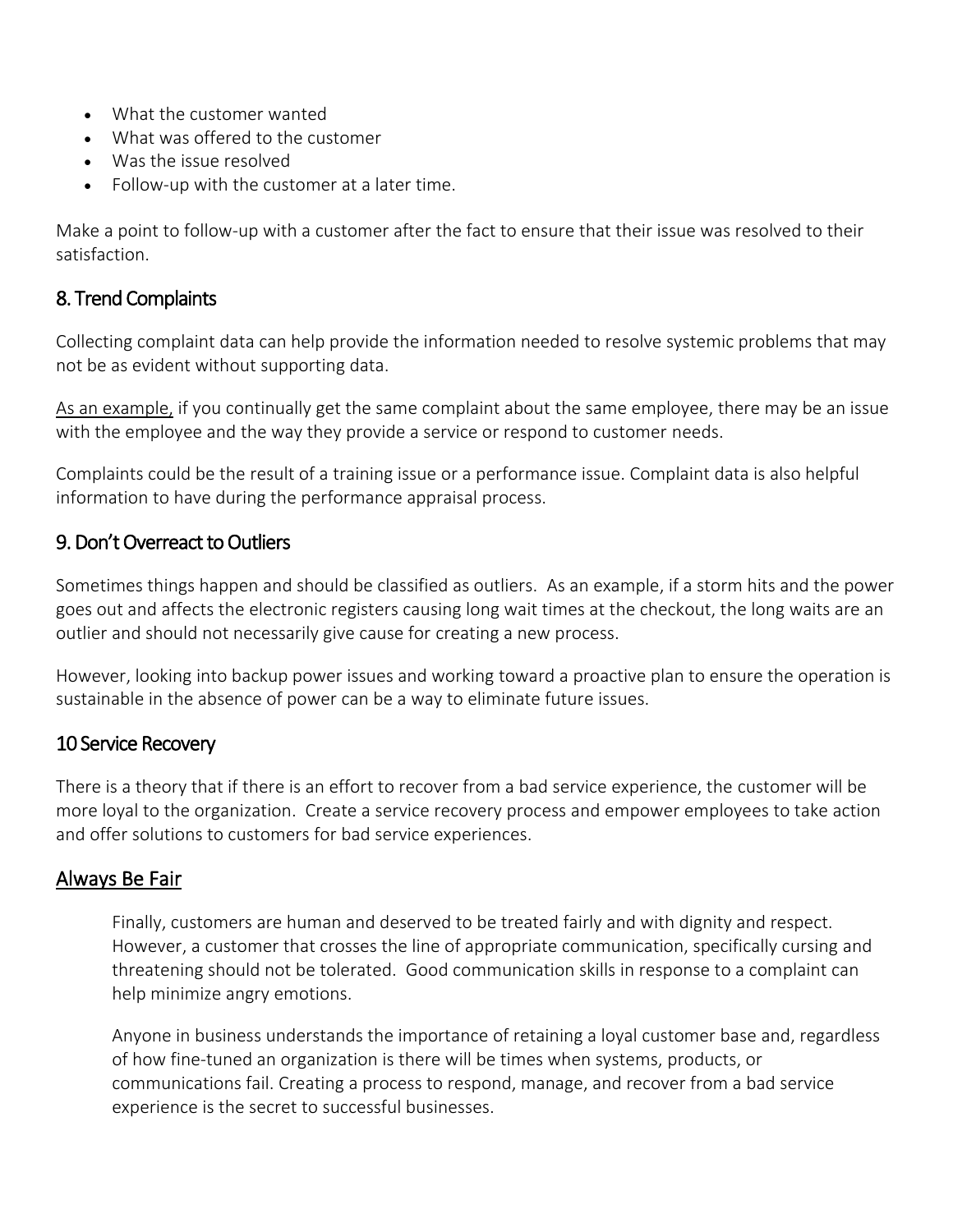- What the customer wanted
- What was offered to the customer
- Was the issue resolved
- Follow-up with the customer at a later time.

Make a point to follow-up with a customer after the fact to ensure that their issue was resolved to their satisfaction.

## 8. Trend Complaints

Collecting complaint data can help provide the information needed to resolve systemic problems that may not be as evident without supporting data.

As an example, if you continually get the same complaint about the same employee, there may be an issue with the employee and the way they provide a service or respond to customer needs.

Complaints could be the result of a training issue or a performance issue. Complaint data is also helpful information to have during the performance appraisal process.

## 9. Don't Overreact to Outliers

Sometimes things happen and should be classified as outliers. As an example, if a storm hits and the power goes out and affects the electronic registers causing long wait times at the checkout, the long waits are an outlier and should not necessarily give cause for creating a new process.

However, looking into backup power issues and working toward a proactive plan to ensure the operation is sustainable in the absence of power can be a way to eliminate future issues.

## 10 Service Recovery

There is a theory that if there is an effort to recover from a bad service experience, the customer will be more loyal to the organization. Create a service recovery process and empower employees to take action and offer solutions to customers for bad service experiences.

## Always Be Fair

Finally, customers are human and deserved to be treated fairly and with dignity and respect. However, a customer that crosses the line of appropriate communication, specifically cursing and threatening should not be tolerated. Good communication skills in response to a complaint can help minimize angry emotions.

Anyone in business understands the importance of retaining a loyal customer base and, regardless of how fine-tuned an organization is there will be times when systems, products, or communications fail. Creating a process to respond, manage, and recover from a bad service experience is the secret to successful businesses.